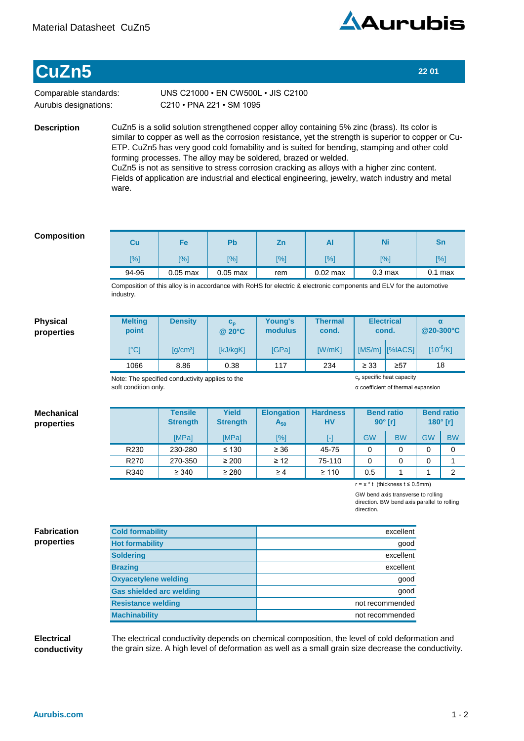# CuZn5

**22 01**

| | |
|---|---|
| Comparable standards: | UNS C21000 • EN CW500L • JIS C2100 |
| Aurubis designations: | C210 • PNA 221 • SM 1095 |

## Description

CuZn5 is a solid solution strengthened copper alloy containing 5% zinc (brass). Its color is similar to copper as well as the corrosion resistance, yet the strength is superior to copper or Cu-ETP. CuZn5 has very good cold fomability and is suited for bending, stamping and other cold forming processes. The alloy may be soldered, brazed or welded.
CuZn5 is not as sensitive to stress corrosion cracking as alloys with a higher zinc content.
Fields of application are industrial and electical engineering, jewelry, watch industry and metal ware.

## Composition

| Cu | Fe | Pb | Zn | Al | Ni | Sn |
|---|---|---|---|---|---|---|
| [%] | [%] | [%] | [%] | [%] | [%] | [%] |
| 94-96 | 0.05 max | 0.05 max | rem | 0.02 max | 0.3 max | 0.1 max |

Composition of this alloy is in accordance with RoHS for electric & electronic components and ELV for the automotive industry.

## Physical properties

| Melting point | Density | $c_p$ @ 20°C | Young's modulus | Thermal cond. | Electrical cond. | | α @20-300°C |
|---|---|---|---|---|---|---|---|
| [°C] | [g/cm³] | [kJ/kgK] | [GPa] | [W/mK] | [MS/m] | [%IACS] | [$10^{-6}$/K] |
| 1066 | 8.86 | 0.38 | 117 | 234 | ≥ 33 | ≥57 | 18 |

Note: The specified conductivity applies to the soft condition only.

$c_p$ specific heat capacity
α coefficient of thermal expansion

## Mechanical properties

| | Tensile Strength | Yield Strength | Elongation $A_{50}$ | Hardness HV | Bend ratio 90° [r] | | Bend ratio 180° [r] | |
|---|---|---|---|---|---|---|---|---|
| | [MPa] | [MPa] | [%] | [-] | GW | BW | GW | BW |
| R230 | 230-280 | ≤ 130 | ≥ 36 | 45-75 | 0 | 0 | 0 | 0 |
| R270 | 270-350 | ≥ 200 | ≥ 12 | 75-110 | 0 | 0 | 0 | 1 |
| R340 | ≥ 340 | ≥ 280 | ≥ 4 | ≥ 110 | 0.5 | 1 | 1 | 2 |

r = x * t (thickness t ≤ 0.5mm)

GW bend axis transverse to rolling direction. BW bend axis parallel to rolling direction.

## Fabrication properties

| | |
|---|---|
| Cold formability | excellent |
| Hot formability | good |
| Soldering | excellent |
| Brazing | excellent |
| Oxyacetylene welding | good |
| Gas shielded arc welding | good |
| Resistance welding | not recommended |
| Machinability | not recommended |

## Electrical conductivity

The electrical conductivity depends on chemical composition, the level of cold deformation and the grain size. A high level of deformation as well as a small grain size decrease the conductivity.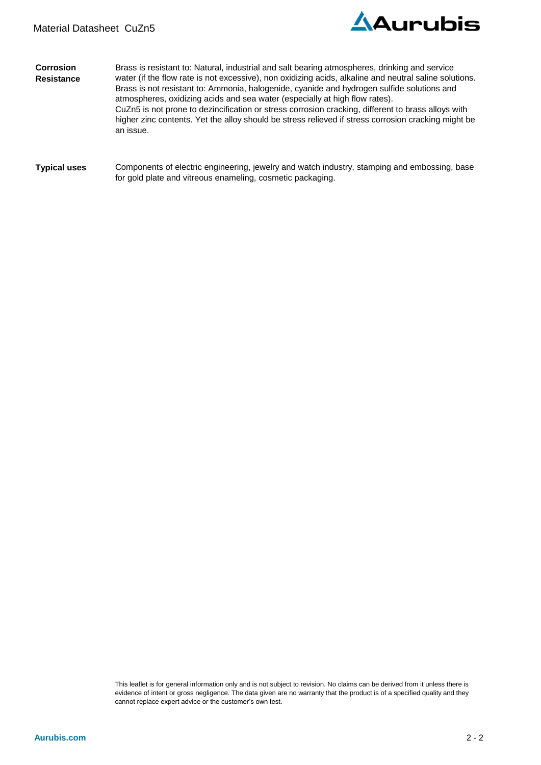**Corrosion Resistance**

Brass is resistant to: Natural, industrial and salt bearing atmospheres, drinking and service water (if the flow rate is not excessive), non oxidizing acids, alkaline and neutral saline solutions.
Brass is not resistant to: Ammonia, halogenide, cyanide and hydrogen sulfide solutions and atmospheres, oxidizing acids and sea water (especially at high flow rates).
CuZn5 is not prone to dezincification or stress corrosion cracking, different to brass alloys with higher zinc contents. Yet the alloy should be stress relieved if stress corrosion cracking might be an issue.

**Typical uses**

Components of electric engineering, jewelry and watch industry, stamping and embossing, base for gold plate and vitreous enameling, cosmetic packaging.

This leaflet is for general information only and is not subject to revision. No claims can be derived from it unless there is evidence of intent or gross negligence. The data given are no warranty that the product is of a specified quality and they cannot replace expert advice or the customer's own test.